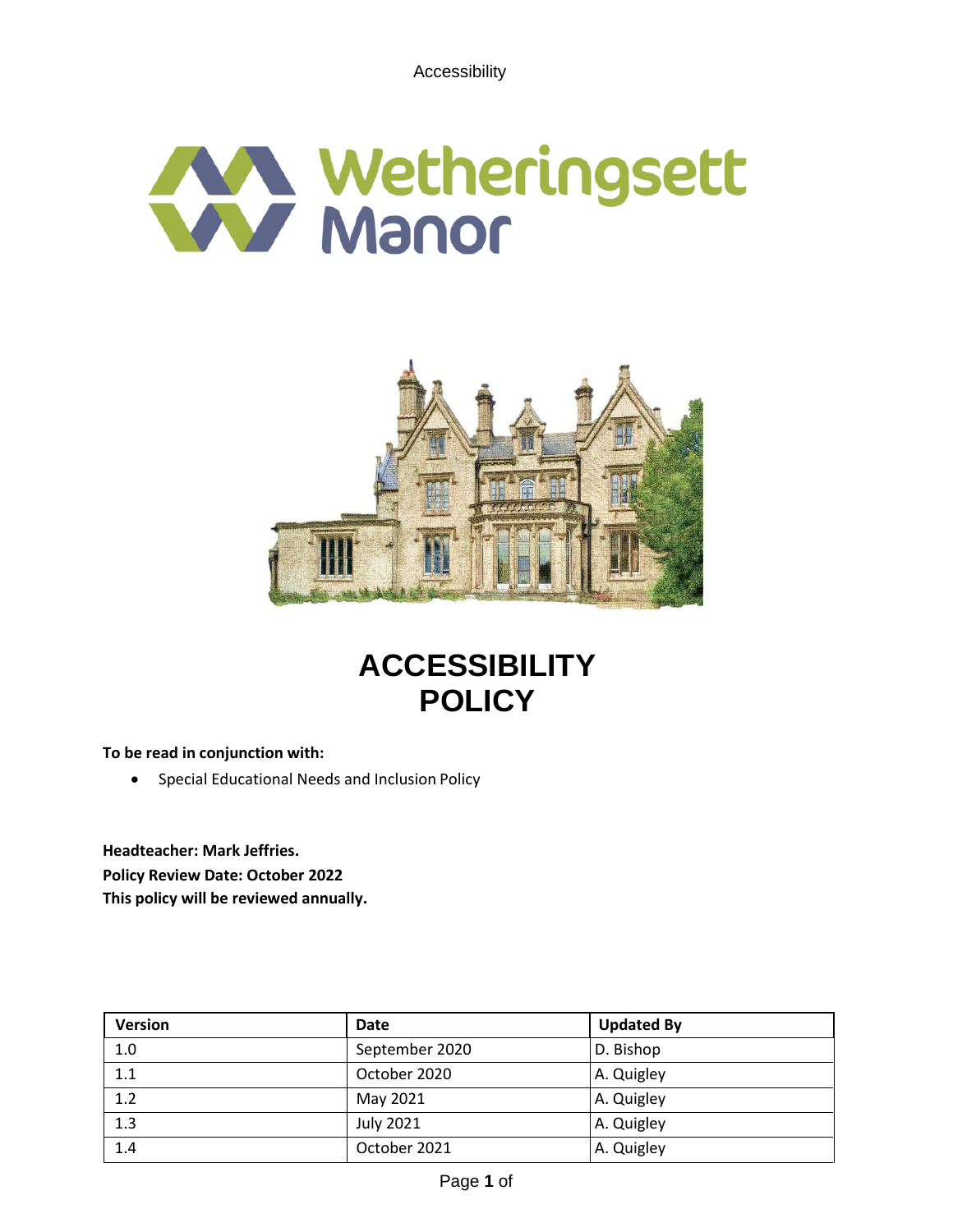# ACCESSIBILITY POLICY

**To be read in conjunction with:**

- Special Educational Needs and Inclusion Policy

**Headteacher: Mark Jeffries.**
**Policy Review Date: October 2022**
**This policy will be reviewed annually.**

| Version | Date | Updated By |
|---|---|---|
| 1.0 | September 2020 | D. Bishop |
| 1.1 | October 2020 | A. Quigley |
| 1.2 | May 2021 | A. Quigley |
| 1.3 | July 2021 | A. Quigley |
| 1.4 | October 2021 | A. Quigley |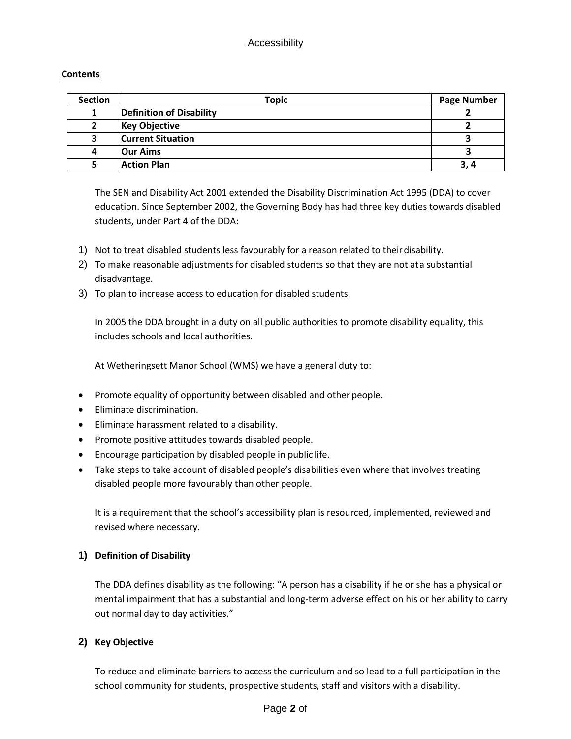**Contents**

| Section | Topic | Page Number |
|---|---|---|
| 1 | **Definition of Disability** | 2 |
| 2 | **Key Objective** | 2 |
| 3 | **Current Situation** | 3 |
| 4 | **Our Aims** | 3 |
| 5 | **Action Plan** | 3, 4 |

The SEN and Disability Act 2001 extended the Disability Discrimination Act 1995 (DDA) to cover education. Since September 2002, the Governing Body has had three key duties towards disabled students, under Part 4 of the DDA:

1) Not to treat disabled students less favourably for a reason related to their disability.
2) To make reasonable adjustments for disabled students so that they are not at a substantial disadvantage.
3) To plan to increase access to education for disabled students.

In 2005 the DDA brought in a duty on all public authorities to promote disability equality, this includes schools and local authorities.

At Wetheringsett Manor School (WMS) we have a general duty to:

- Promote equality of opportunity between disabled and other people.
- Eliminate discrimination.
- Eliminate harassment related to a disability.
- Promote positive attitudes towards disabled people.
- Encourage participation by disabled people in public life.
- Take steps to take account of disabled people's disabilities even where that involves treating disabled people more favourably than other people.

It is a requirement that the school's accessibility plan is resourced, implemented, reviewed and revised where necessary.

### 1) Definition of Disability

The DDA defines disability as the following: "A person has a disability if he or she has a physical or mental impairment that has a substantial and long-term adverse effect on his or her ability to carry out normal day to day activities."

### 2) Key Objective

To reduce and eliminate barriers to access the curriculum and so lead to a full participation in the school community for students, prospective students, staff and visitors with a disability.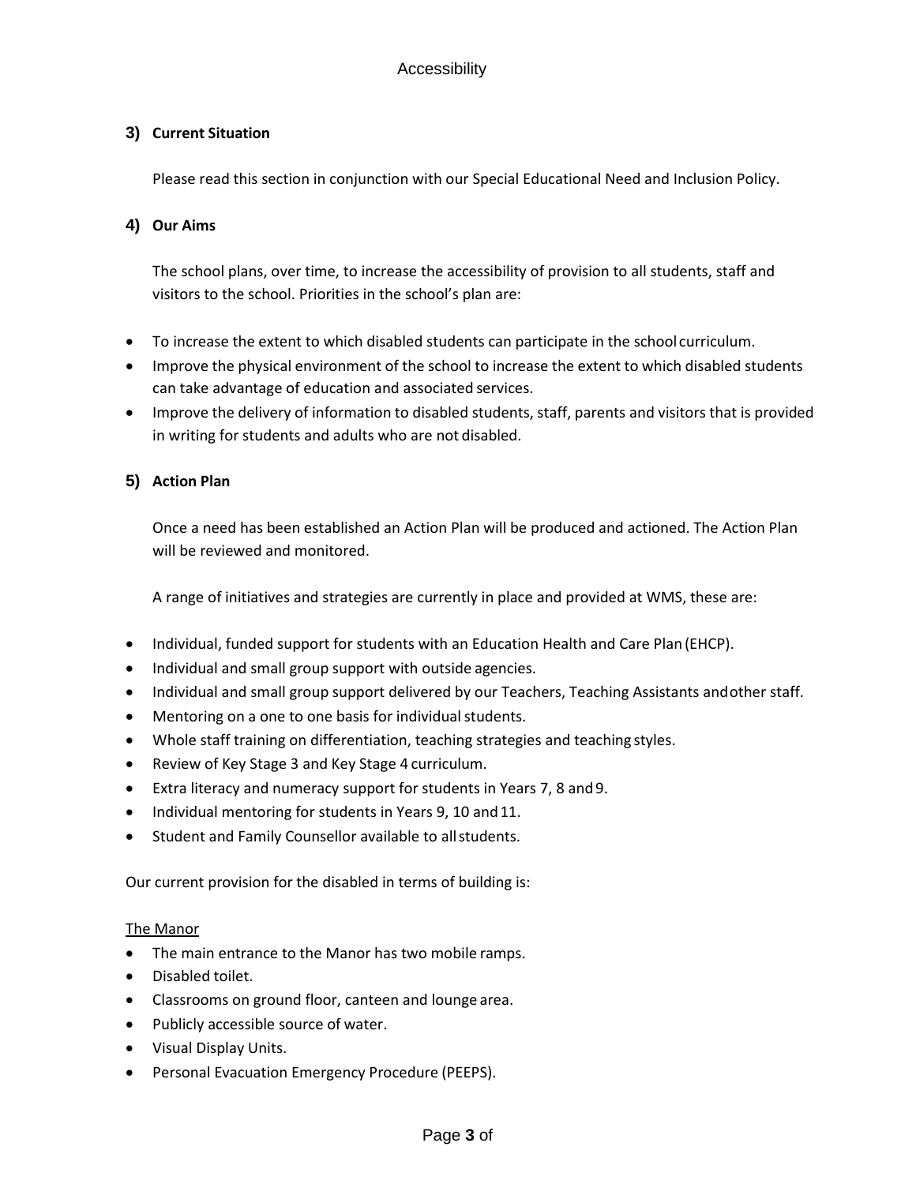### 3) Current Situation

Please read this section in conjunction with our Special Educational Need and Inclusion Policy.

### 4) Our Aims

The school plans, over time, to increase the accessibility of provision to all students, staff and visitors to the school. Priorities in the school's plan are:

- To increase the extent to which disabled students can participate in the school curriculum.
- Improve the physical environment of the school to increase the extent to which disabled students can take advantage of education and associated services.
- Improve the delivery of information to disabled students, staff, parents and visitors that is provided in writing for students and adults who are not disabled.

### 5) Action Plan

Once a need has been established an Action Plan will be produced and actioned. The Action Plan will be reviewed and monitored.

A range of initiatives and strategies are currently in place and provided at WMS, these are:

- Individual, funded support for students with an Education Health and Care Plan (EHCP).
- Individual and small group support with outside agencies.
- Individual and small group support delivered by our Teachers, Teaching Assistants and other staff.
- Mentoring on a one to one basis for individual students.
- Whole staff training on differentiation, teaching strategies and teaching styles.
- Review of Key Stage 3 and Key Stage 4 curriculum.
- Extra literacy and numeracy support for students in Years 7, 8 and 9.
- Individual mentoring for students in Years 9, 10 and 11.
- Student and Family Counsellor available to all students.

Our current provision for the disabled in terms of building is:

The Manor

- The main entrance to the Manor has two mobile ramps.
- Disabled toilet.
- Classrooms on ground floor, canteen and lounge area.
- Publicly accessible source of water.
- Visual Display Units.
- Personal Evacuation Emergency Procedure (PEEPS).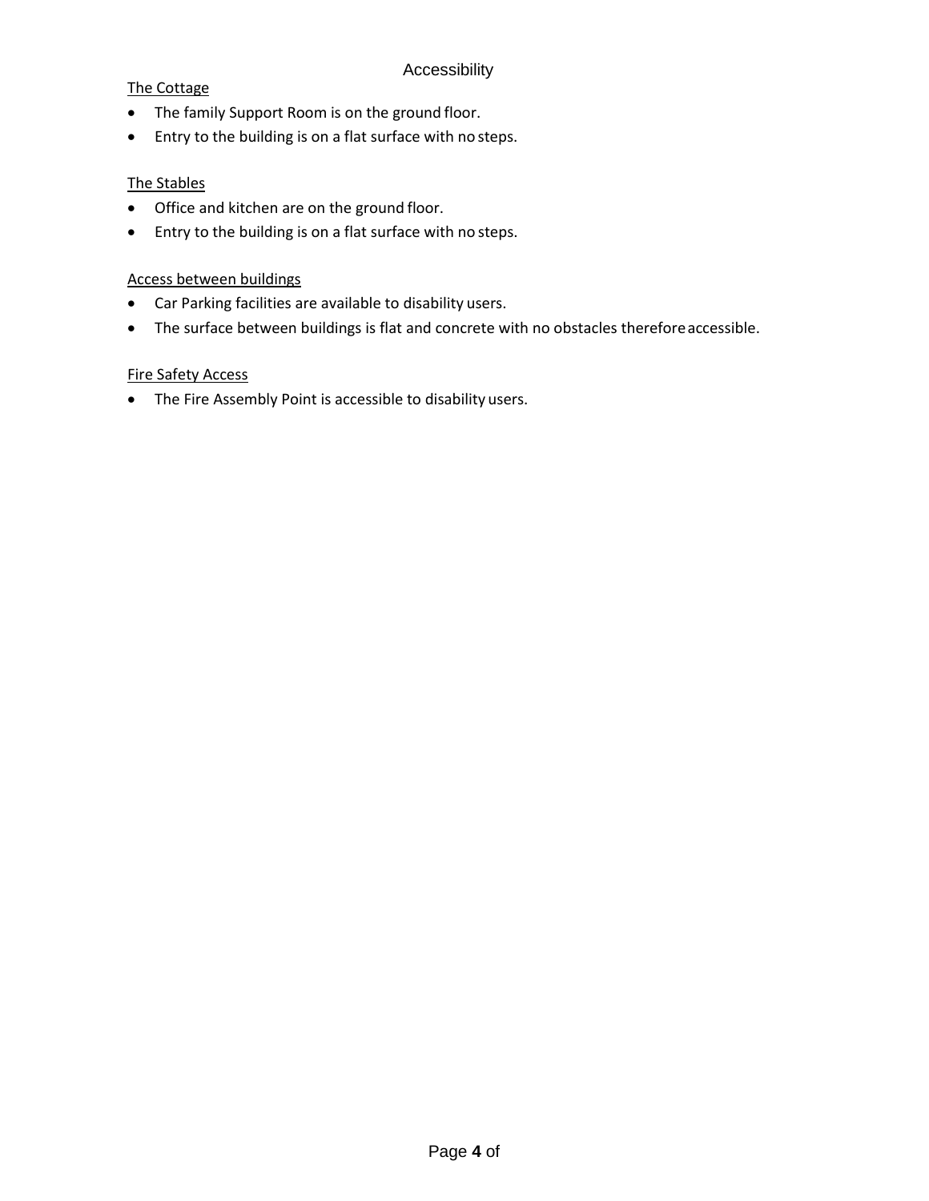## Accessibility

The Cottage

- The family Support Room is on the ground floor.
- Entry to the building is on a flat surface with no steps.

The Stables

- Office and kitchen are on the ground floor.
- Entry to the building is on a flat surface with no steps.

Access between buildings

- Car Parking facilities are available to disability users.
- The surface between buildings is flat and concrete with no obstacles therefore accessible.

Fire Safety Access

- The Fire Assembly Point is accessible to disability users.